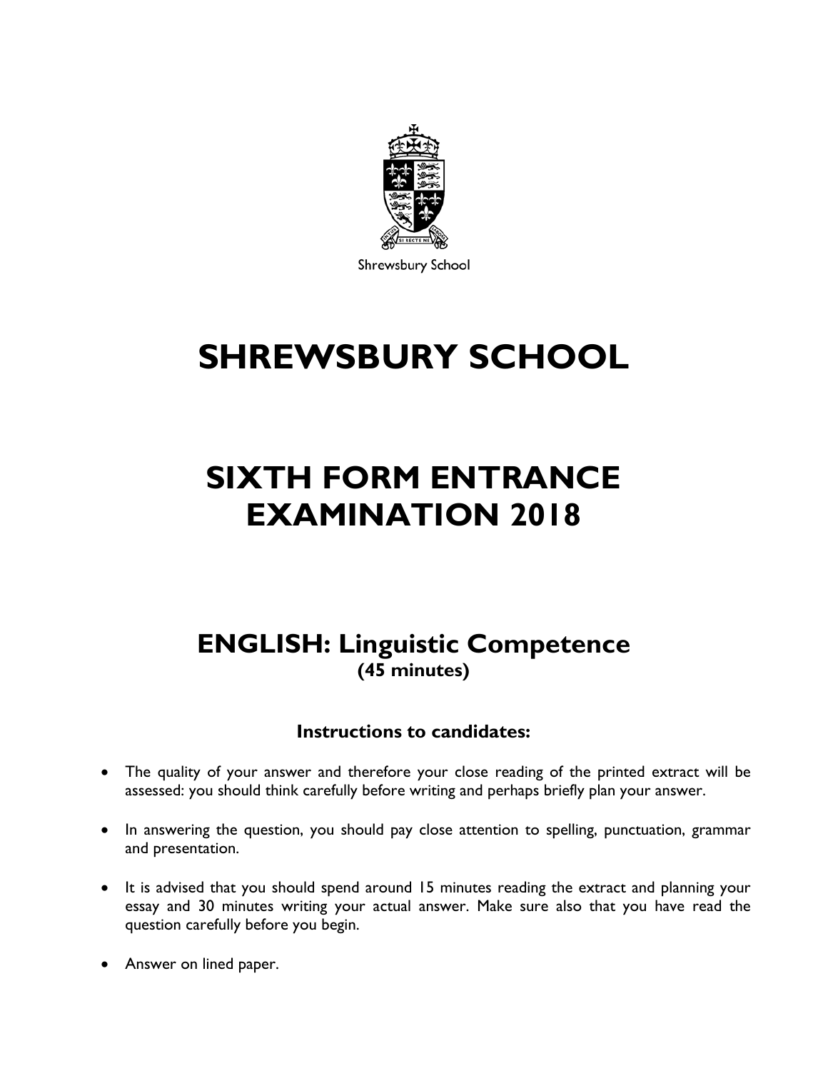Shrewsbury School

# SHREWSBURY SCHOOL

# SIXTH FORM ENTRANCE EXAMINATION 2018

## ENGLISH: Linguistic Competence

**(45 minutes)**

### Instructions to candidates:

- The quality of your answer and therefore your close reading of the printed extract will be assessed: you should think carefully before writing and perhaps briefly plan your answer.
- In answering the question, you should pay close attention to spelling, punctuation, grammar and presentation.
- It is advised that you should spend around 15 minutes reading the extract and planning your essay and 30 minutes writing your actual answer. Make sure also that you have read the question carefully before you begin.
- Answer on lined paper.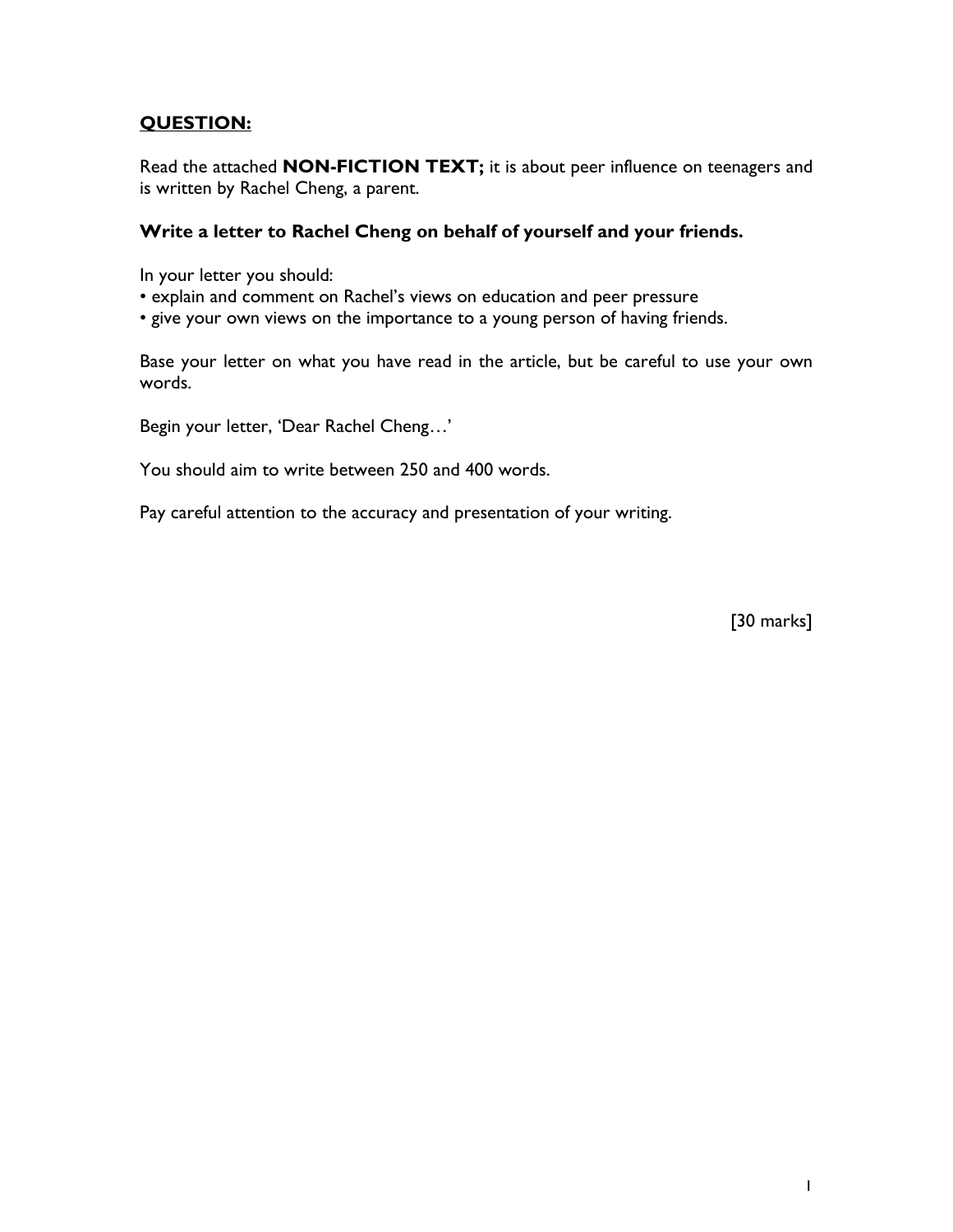## QUESTION:

Read the attached **NON-FICTION TEXT;** it is about peer influence on teenagers and is written by Rachel Cheng, a parent.

**Write a letter to Rachel Cheng on behalf of yourself and your friends.**

In your letter you should:

- explain and comment on Rachel's views on education and peer pressure
- give your own views on the importance to a young person of having friends.

Base your letter on what you have read in the article, but be careful to use your own words.

Begin your letter, 'Dear Rachel Cheng…'

You should aim to write between 250 and 400 words.

Pay careful attention to the accuracy and presentation of your writing.

[30 marks]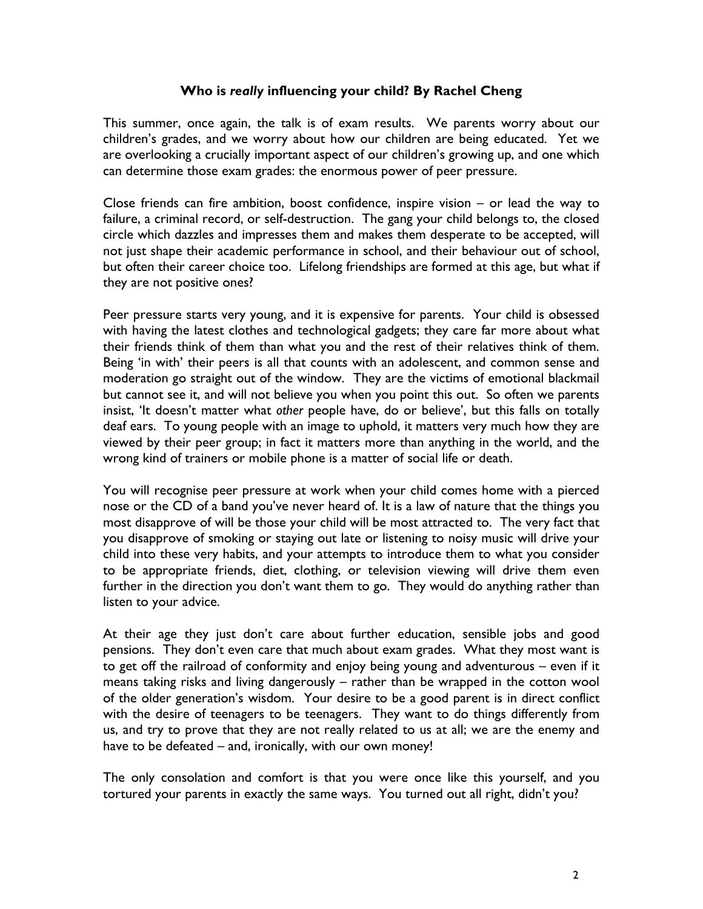**Who is *really* influencing your child? By Rachel Cheng**

This summer, once again, the talk is of exam results. We parents worry about our children's grades, and we worry about how our children are being educated. Yet we are overlooking a crucially important aspect of our children's growing up, and one which can determine those exam grades: the enormous power of peer pressure.

Close friends can fire ambition, boost confidence, inspire vision – or lead the way to failure, a criminal record, or self-destruction. The gang your child belongs to, the closed circle which dazzles and impresses them and makes them desperate to be accepted, will not just shape their academic performance in school, and their behaviour out of school, but often their career choice too. Lifelong friendships are formed at this age, but what if they are not positive ones?

Peer pressure starts very young, and it is expensive for parents. Your child is obsessed with having the latest clothes and technological gadgets; they care far more about what their friends think of them than what you and the rest of their relatives think of them. Being 'in with' their peers is all that counts with an adolescent, and common sense and moderation go straight out of the window. They are the victims of emotional blackmail but cannot see it, and will not believe you when you point this out. So often we parents insist, 'It doesn't matter what *other* people have, do or believe', but this falls on totally deaf ears. To young people with an image to uphold, it matters very much how they are viewed by their peer group; in fact it matters more than anything in the world, and the wrong kind of trainers or mobile phone is a matter of social life or death.

You will recognise peer pressure at work when your child comes home with a pierced nose or the CD of a band you've never heard of. It is a law of nature that the things you most disapprove of will be those your child will be most attracted to. The very fact that you disapprove of smoking or staying out late or listening to noisy music will drive your child into these very habits, and your attempts to introduce them to what you consider to be appropriate friends, diet, clothing, or television viewing will drive them even further in the direction you don't want them to go. They would do anything rather than listen to your advice.

At their age they just don't care about further education, sensible jobs and good pensions. They don't even care that much about exam grades. What they most want is to get off the railroad of conformity and enjoy being young and adventurous – even if it means taking risks and living dangerously – rather than be wrapped in the cotton wool of the older generation's wisdom. Your desire to be a good parent is in direct conflict with the desire of teenagers to be teenagers. They want to do things differently from us, and try to prove that they are not really related to us at all; we are the enemy and have to be defeated – and, ironically, with our own money!

The only consolation and comfort is that you were once like this yourself, and you tortured your parents in exactly the same ways. You turned out all right, didn't you?